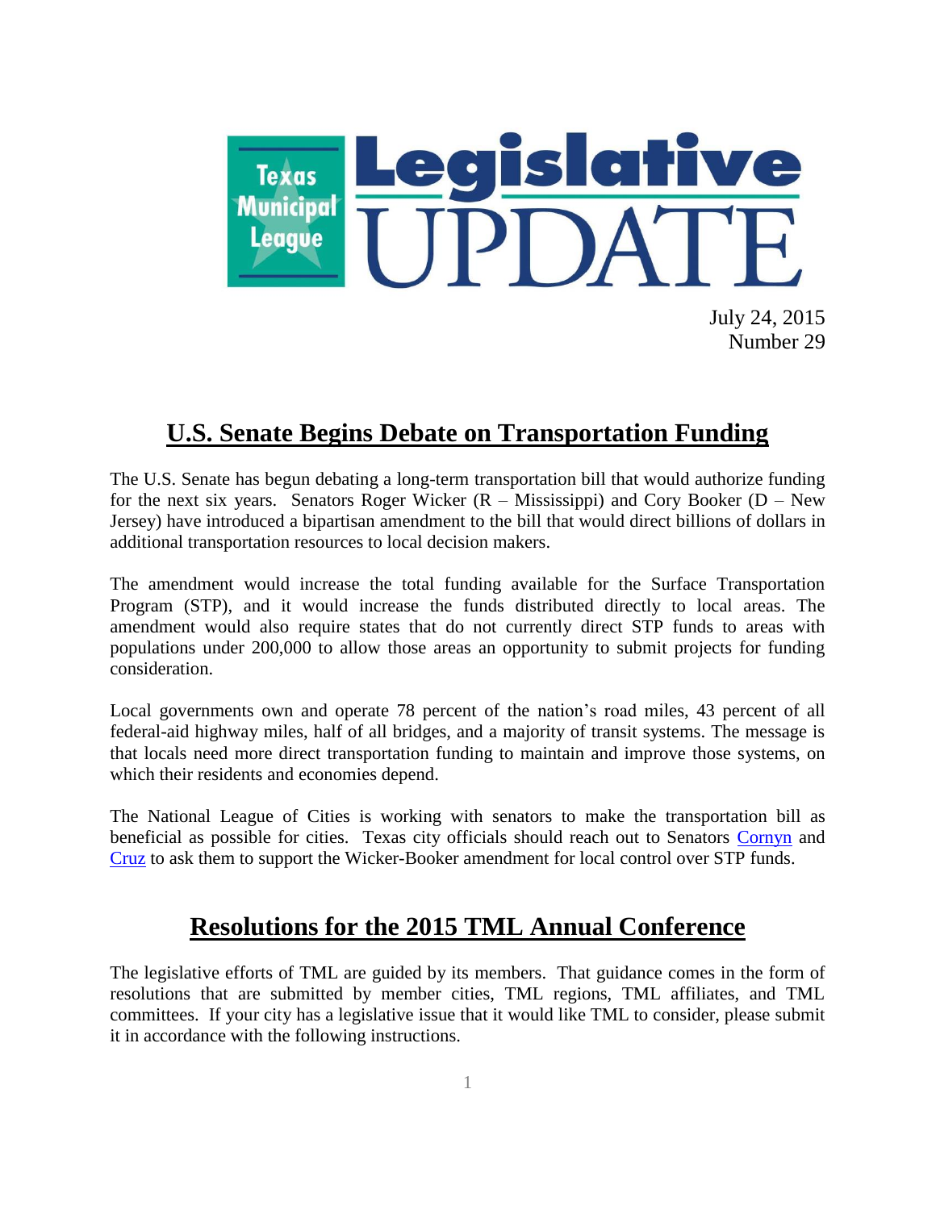# Texas Municipal League Legislative UPDATE

July 24, 2015
Number 29

## U.S. Senate Begins Debate on Transportation Funding

The U.S. Senate has begun debating a long-term transportation bill that would authorize funding for the next six years. Senators Roger Wicker (R – Mississippi) and Cory Booker (D – New Jersey) have introduced a bipartisan amendment to the bill that would direct billions of dollars in additional transportation resources to local decision makers.

The amendment would increase the total funding available for the Surface Transportation Program (STP), and it would increase the funds distributed directly to local areas. The amendment would also require states that do not currently direct STP funds to areas with populations under 200,000 to allow those areas an opportunity to submit projects for funding consideration.

Local governments own and operate 78 percent of the nation's road miles, 43 percent of all federal-aid highway miles, half of all bridges, and a majority of transit systems. The message is that locals need more direct transportation funding to maintain and improve those systems, on which their residents and economies depend.

The National League of Cities is working with senators to make the transportation bill as beneficial as possible for cities. Texas city officials should reach out to Senators Cornyn and Cruz to ask them to support the Wicker-Booker amendment for local control over STP funds.

## Resolutions for the 2015 TML Annual Conference

The legislative efforts of TML are guided by its members. That guidance comes in the form of resolutions that are submitted by member cities, TML regions, TML affiliates, and TML committees. If your city has a legislative issue that it would like TML to consider, please submit it in accordance with the following instructions.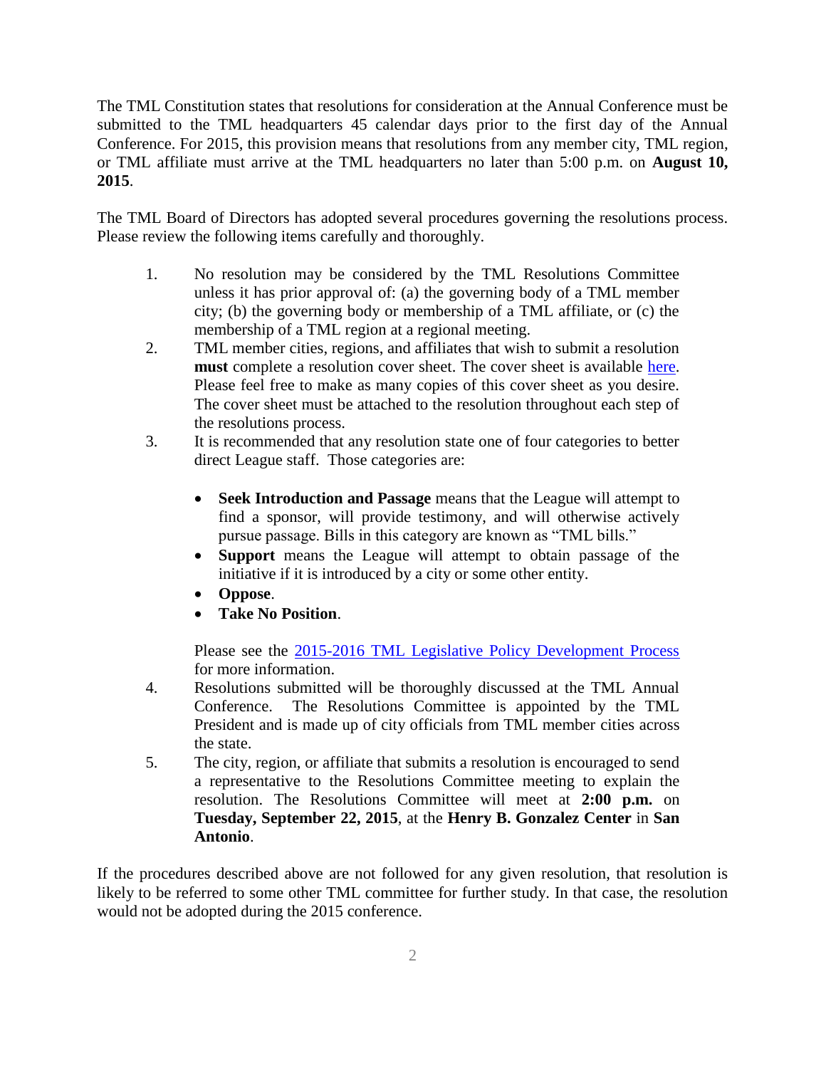The TML Constitution states that resolutions for consideration at the Annual Conference must be submitted to the TML headquarters 45 calendar days prior to the first day of the Annual Conference. For 2015, this provision means that resolutions from any member city, TML region, or TML affiliate must arrive at the TML headquarters no later than 5:00 p.m. on **August 10, 2015**.

The TML Board of Directors has adopted several procedures governing the resolutions process. Please review the following items carefully and thoroughly.

1. No resolution may be considered by the TML Resolutions Committee unless it has prior approval of: (a) the governing body of a TML member city; (b) the governing body or membership of a TML affiliate, or (c) the membership of a TML region at a regional meeting.
2. TML member cities, regions, and affiliates that wish to submit a resolution **must** complete a resolution cover sheet. The cover sheet is available here. Please feel free to make as many copies of this cover sheet as you desire. The cover sheet must be attached to the resolution throughout each step of the resolutions process.
3. It is recommended that any resolution state one of four categories to better direct League staff. Those categories are:

   - **Seek Introduction and Passage** means that the League will attempt to find a sponsor, will provide testimony, and will otherwise actively pursue passage. Bills in this category are known as "TML bills."
   - **Support** means the League will attempt to obtain passage of the initiative if it is introduced by a city or some other entity.
   - **Oppose**.
   - **Take No Position**.

   Please see the 2015-2016 TML Legislative Policy Development Process for more information.
4. Resolutions submitted will be thoroughly discussed at the TML Annual Conference. The Resolutions Committee is appointed by the TML President and is made up of city officials from TML member cities across the state.
5. The city, region, or affiliate that submits a resolution is encouraged to send a representative to the Resolutions Committee meeting to explain the resolution. The Resolutions Committee will meet at **2:00 p.m.** on **Tuesday, September 22, 2015**, at the **Henry B. Gonzalez Center** in **San Antonio**.

If the procedures described above are not followed for any given resolution, that resolution is likely to be referred to some other TML committee for further study. In that case, the resolution would not be adopted during the 2015 conference.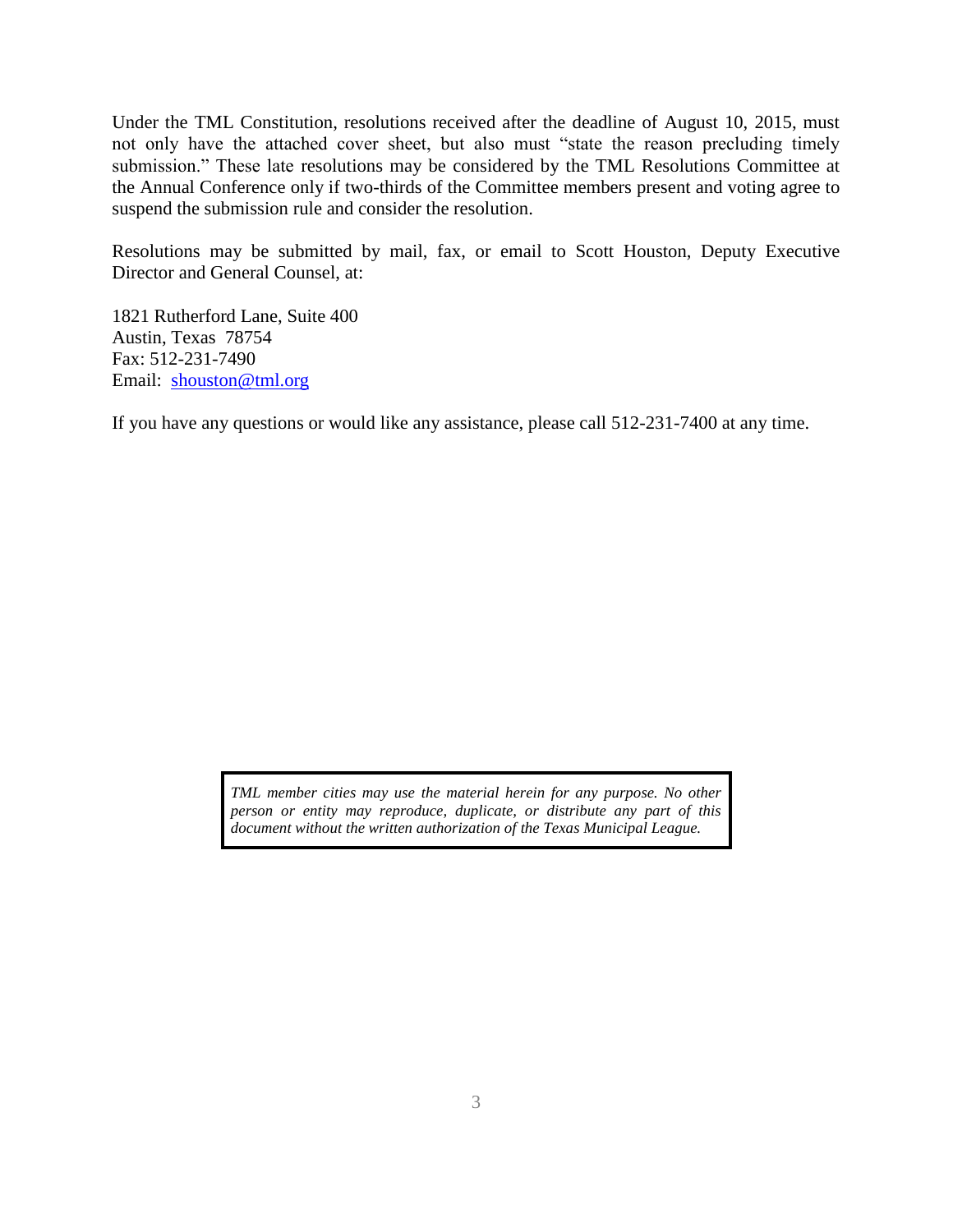Under the TML Constitution, resolutions received after the deadline of August 10, 2015, must not only have the attached cover sheet, but also must "state the reason precluding timely submission." These late resolutions may be considered by the TML Resolutions Committee at the Annual Conference only if two-thirds of the Committee members present and voting agree to suspend the submission rule and consider the resolution.

Resolutions may be submitted by mail, fax, or email to Scott Houston, Deputy Executive Director and General Counsel, at:

1821 Rutherford Lane, Suite 400  
Austin, Texas 78754  
Fax: 512-231-7490  
Email: shouston@tml.org

If you have any questions or would like any assistance, please call 512-231-7400 at any time.

*TML member cities may use the material herein for any purpose. No other person or entity may reproduce, duplicate, or distribute any part of this document without the written authorization of the Texas Municipal League.*